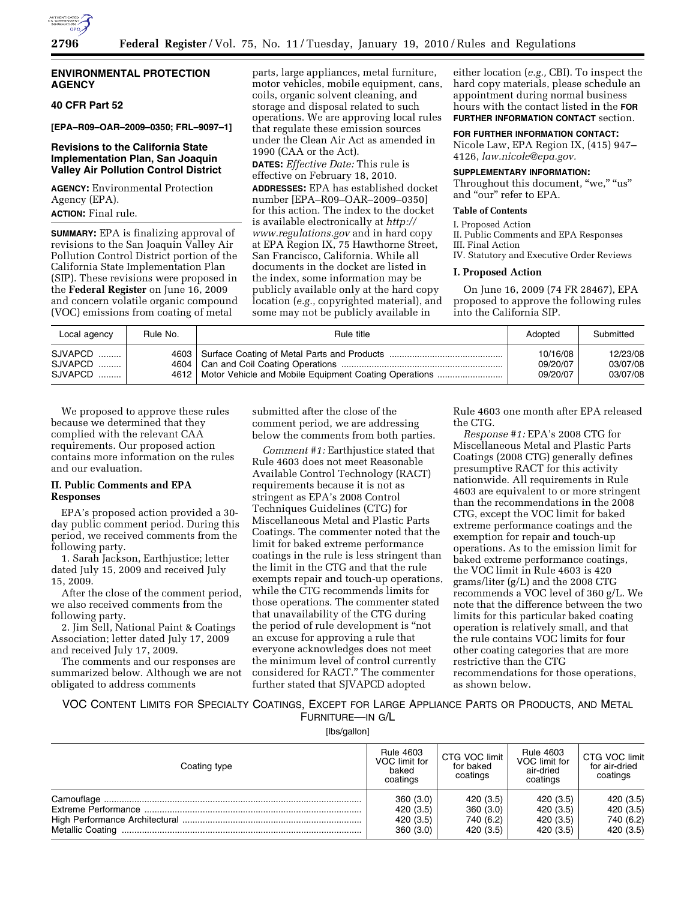## ENVIRONMENTAL PROTECTION AGENCY

### 40 CFR Part 52

**[EPA–R09–OAR–2009–0350; FRL–9097–1]**

### Revisions to the California State Implementation Plan, San Joaquin Valley Air Pollution Control District

**AGENCY:** Environmental Protection Agency (EPA).

**ACTION:** Final rule.

**SUMMARY:** EPA is finalizing approval of revisions to the San Joaquin Valley Air Pollution Control District portion of the California State Implementation Plan (SIP). These revisions were proposed in the **Federal Register** on June 16, 2009 and concern volatile organic compound (VOC) emissions from coating of metal parts, large appliances, metal furniture, motor vehicles, mobile equipment, cans, coils, organic solvent cleaning, and storage and disposal related to such operations. We are approving local rules that regulate these emission sources under the Clean Air Act as amended in 1990 (CAA or the Act).

**DATES:** *Effective Date:* This rule is effective on February 18, 2010.

**ADDRESSES:** EPA has established docket number [EPA–R09–OAR–2009–0350] for this action. The index to the docket is available electronically at *http://www.regulations.gov* and in hard copy at EPA Region IX, 75 Hawthorne Street, San Francisco, California. While all documents in the docket are listed in the index, some information may be publicly available only at the hard copy location (*e.g.,* copyrighted material), and some may not be publicly available in either location (*e.g.,* CBI). To inspect the hard copy materials, please schedule an appointment during normal business hours with the contact listed in the **FOR FURTHER INFORMATION CONTACT** section.

**FOR FURTHER INFORMATION CONTACT:** Nicole Law, EPA Region IX, (415) 947–4126, *law.nicole@epa.gov.*

**SUPPLEMENTARY INFORMATION:** Throughout this document, "we," "us" and "our" refer to EPA.

**Table of Contents**

I. Proposed Action
II. Public Comments and EPA Responses
III. Final Action
IV. Statutory and Executive Order Reviews

### I. Proposed Action

On June 16, 2009 (74 FR 28467), EPA proposed to approve the following rules into the California SIP.

| Local agency | Rule No. | Rule title | Adopted | Submitted |
|---|---|---|---|---|
| SJVAPCD | 4603 | Surface Coating of Metal Parts and Products | 10/16/08 | 12/23/08 |
| SJVAPCD | 4604 | Can and Coil Coating Operations | 09/20/07 | 03/07/08 |
| SJVAPCD | 4612 | Motor Vehicle and Mobile Equipment Coating Operations | 09/20/07 | 03/07/08 |

We proposed to approve these rules because we determined that they complied with the relevant CAA requirements. Our proposed action contains more information on the rules and our evaluation.

### II. Public Comments and EPA Responses

EPA's proposed action provided a 30-day public comment period. During this period, we received comments from the following party.

1. Sarah Jackson, Earthjustice; letter dated July 15, 2009 and received July 15, 2009.

After the close of the comment period, we also received comments from the following party.

2. Jim Sell, National Paint & Coatings Association; letter dated July 17, 2009 and received July 17, 2009.

The comments and our responses are summarized below. Although we are not obligated to address comments submitted after the close of the comment period, we are addressing below the comments from both parties.

*Comment #1:* Earthjustice stated that Rule 4603 does not meet Reasonable Available Control Technology (RACT) requirements because it is not as stringent as EPA's 2008 Control Techniques Guidelines (CTG) for Miscellaneous Metal and Plastic Parts Coatings. The commenter noted that the limit for baked extreme performance coatings in the rule is less stringent than the limit in the CTG and that the rule exempts repair and touch-up operations, while the CTG recommends limits for those operations. The commenter stated that unavailability of the CTG during the period of rule development is "not an excuse for approving a rule that everyone acknowledges does not meet the minimum level of control currently considered for RACT." The commenter further stated that SJVAPCD adopted Rule 4603 one month after EPA released the CTG.

*Response #1:* EPA's 2008 CTG for Miscellaneous Metal and Plastic Parts Coatings (2008 CTG) generally defines presumptive RACT for this activity nationwide. All requirements in Rule 4603 are equivalent to or more stringent than the recommendations in the 2008 CTG, except the VOC limit for baked extreme performance coatings and the exemption for repair and touch-up operations. As to the emission limit for baked extreme performance coatings, the VOC limit in Rule 4603 is 420 grams/liter (g/L) and the 2008 CTG recommends a VOC level of 360 g/L. We note that the difference between the two limits for this particular baked coating operation is relatively small, and that the rule contains VOC limits for four other coating categories that are more restrictive than the CTG recommendations for those operations, as shown below.

VOC CONTENT LIMITS FOR SPECIALTY COATINGS, EXCEPT FOR LARGE APPLIANCE PARTS OR PRODUCTS, AND METAL FURNITURE—IN G/L

[lbs/gallon]

| Coating type | Rule 4603 VOC limit for baked coatings | CTG VOC limit for baked coatings | Rule 4603 VOC limit for air-dried coatings | CTG VOC limit for air-dried coatings |
|---|---|---|---|---|
| Camouflage | 360 (3.0) | 420 (3.5) | 420 (3.5) | 420 (3.5) |
| Extreme Performance | 420 (3.5) | 360 (3.0) | 420 (3.5) | 420 (3.5) |
| High Performance Architectural | 420 (3.5) | 740 (6.2) | 420 (3.5) | 740 (6.2) |
| Metallic Coating | 360 (3.0) | 420 (3.5) | 420 (3.5) | 420 (3.5) |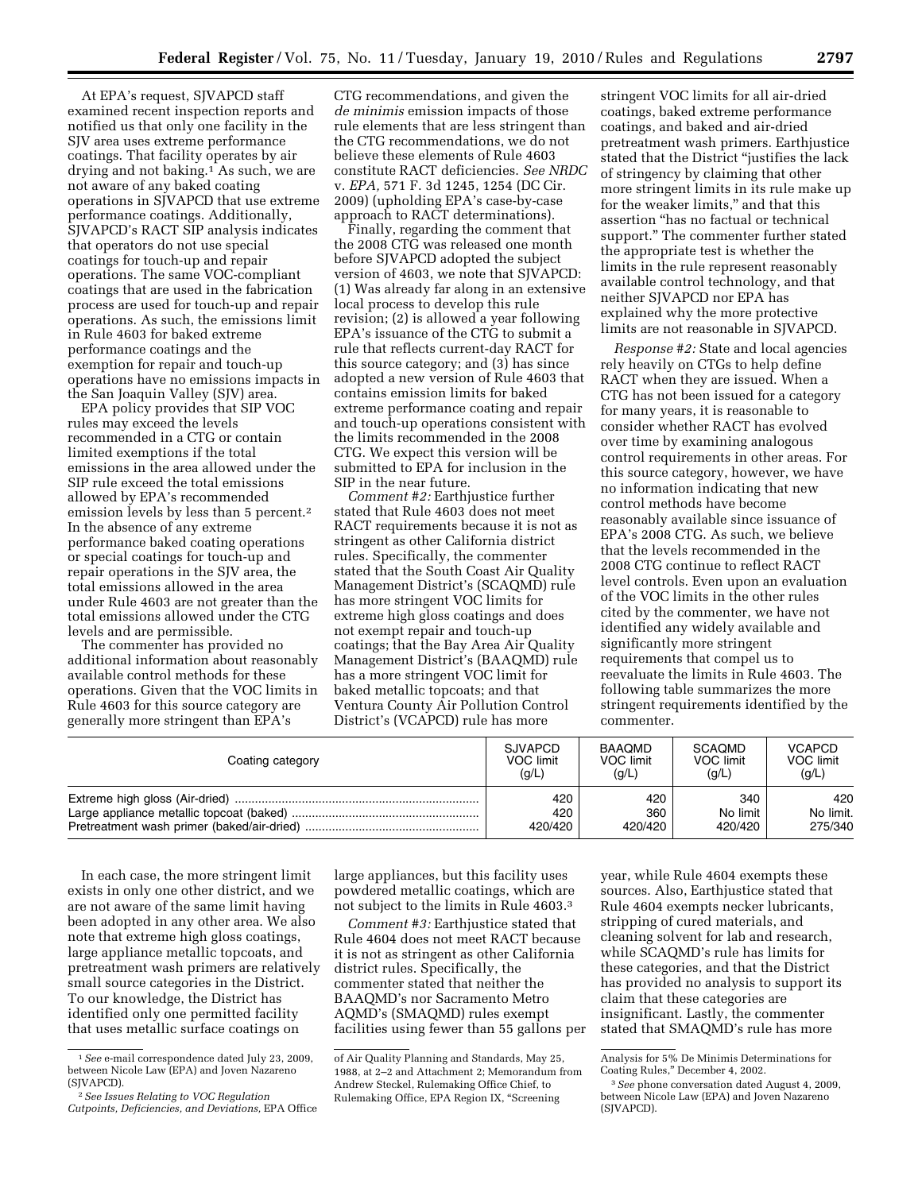At EPA's request, SJVAPCD staff examined recent inspection reports and notified us that only one facility in the SJV area uses extreme performance coatings. That facility operates by air drying and not baking.[1] As such, we are not aware of any baked coating operations in SJVAPCD that use extreme performance coatings. Additionally, SJVAPCD's RACT SIP analysis indicates that operators do not use special coatings for touch-up and repair operations. The same VOC-compliant coatings that are used in the fabrication process are used for touch-up and repair operations. As such, the emissions limit in Rule 4603 for baked extreme performance coatings and the exemption for repair and touch-up operations have no emissions impacts in the San Joaquin Valley (SJV) area.

EPA policy provides that SIP VOC rules may exceed the levels recommended in a CTG or contain limited exemptions if the total emissions in the area allowed under the SIP rule exceed the total emissions allowed by EPA's recommended emission levels by less than 5 percent.[2] In the absence of any extreme performance baked coating operations or special coatings for touch-up and repair operations in the SJV area, the total emissions allowed in the area under Rule 4603 are not greater than the total emissions allowed under the CTG levels and are permissible.

The commenter has provided no additional information about reasonably available control methods for these operations. Given that the VOC limits in Rule 4603 for this source category are generally more stringent than EPA's CTG recommendations, and given the *de minimis* emission impacts of those rule elements that are less stringent than the CTG recommendations, we do not believe these elements of Rule 4603 constitute RACT deficiencies. *See NRDC* v. *EPA,* 571 F. 3d 1245, 1254 (DC Cir. 2009) (upholding EPA's case-by-case approach to RACT determinations).

Finally, regarding the comment that the 2008 CTG was released one month before SJVAPCD adopted the subject version of 4603, we note that SJVAPCD: (1) Was already far along in an extensive local process to develop this rule revision; (2) is allowed a year following EPA's issuance of the CTG to submit a rule that reflects current-day RACT for this source category; and (3) has since adopted a new version of Rule 4603 that contains emission limits for baked extreme performance coating and repair and touch-up operations consistent with the limits recommended in the 2008 CTG. We expect this version will be submitted to EPA for inclusion in the SIP in the near future.

*Comment #2:* Earthjustice further stated that Rule 4603 does not meet RACT requirements because it is not as stringent as other California district rules. Specifically, the commenter stated that the South Coast Air Quality Management District's (SCAQMD) rule has more stringent VOC limits for extreme high gloss coatings and does not exempt repair and touch-up coatings; that the Bay Area Air Quality Management District's (BAAQMD) rule has a more stringent VOC limit for baked metallic topcoats; and that Ventura County Air Pollution Control District's (VCAPCD) rule has more stringent VOC limits for all air-dried coatings, baked extreme performance coatings, and baked and air-dried pretreatment wash primers. Earthjustice stated that the District "justifies the lack of stringency by claiming that other more stringent limits in its rule make up for the weaker limits," and that this assertion "has no factual or technical support." The commenter further stated the appropriate test is whether the limits in the rule represent reasonably available control technology, and that neither SJVAPCD nor EPA has explained why the more protective limits are not reasonable in SJVAPCD.

*Response #2:* State and local agencies rely heavily on CTGs to help define RACT when they are issued. When a CTG has not been issued for a category for many years, it is reasonable to consider whether RACT has evolved over time by examining analogous control requirements in other areas. For this source category, however, we have no information indicating that new control methods have become reasonably available since issuance of EPA's 2008 CTG. As such, we believe that the levels recommended in the 2008 CTG continue to reflect RACT level controls. Even upon an evaluation of the VOC limits in the other rules cited by the commenter, we have not identified any widely available and significantly more stringent requirements that compel us to reevaluate the limits in Rule 4603. The following table summarizes the more stringent requirements identified by the commenter.

| Coating category | SJVAPCD VOC limit (g/L) | BAAQMD VOC limit (g/L) | SCAQMD VOC limit (g/L) | VCAPCD VOC limit (g/L) |
|---|---|---|---|---|
| Extreme high gloss (Air-dried) | 420 | 420 | 340 | 420 |
| Large appliance metallic topcoat (baked) | 420 | 360 | No limit | No limit. |
| Pretreatment wash primer (baked/air-dried) | 420/420 | 420/420 | 420/420 | 275/340 |

In each case, the more stringent limit exists in only one other district, and we are not aware of the same limit having been adopted in any other area. We also note that extreme high gloss coatings, large appliance metallic topcoats, and pretreatment wash primers are relatively small source categories in the District. To our knowledge, the District has identified only one permitted facility that uses metallic surface coatings on large appliances, but this facility uses powdered metallic coatings, which are not subject to the limits in Rule 4603.[3]

*Comment #3:* Earthjustice stated that Rule 4604 does not meet RACT because it is not as stringent as other California district rules. Specifically, the commenter stated that neither the BAAQMD's nor Sacramento Metro AQMD's (SMAQMD) rules exempt facilities using fewer than 55 gallons per year, while Rule 4604 exempts these sources. Also, Earthjustice stated that Rule 4604 exempts necker lubricants, stripping of cured materials, and cleaning solvent for lab and research, while SCAQMD's rule has limits for these categories, and that the District has provided no analysis to support its claim that these categories are insignificant. Lastly, the commenter stated that SMAQMD's rule has more

---

[1] *See* e-mail correspondence dated July 23, 2009, between Nicole Law (EPA) and Joven Nazareno (SJVAPCD).

[2] *See Issues Relating to VOC Regulation Cutpoints, Deficiencies, and Deviations,* EPA Office of Air Quality Planning and Standards, May 25, 1988, at 2–2 and Attachment 2; Memorandum from Andrew Steckel, Rulemaking Office Chief, to Rulemaking Office, EPA Region IX, "Screening Analysis for 5% De Minimis Determinations for Coating Rules," December 4, 2002.

[3] *See* phone conversation dated August 4, 2009, between Nicole Law (EPA) and Joven Nazareno (SJVAPCD).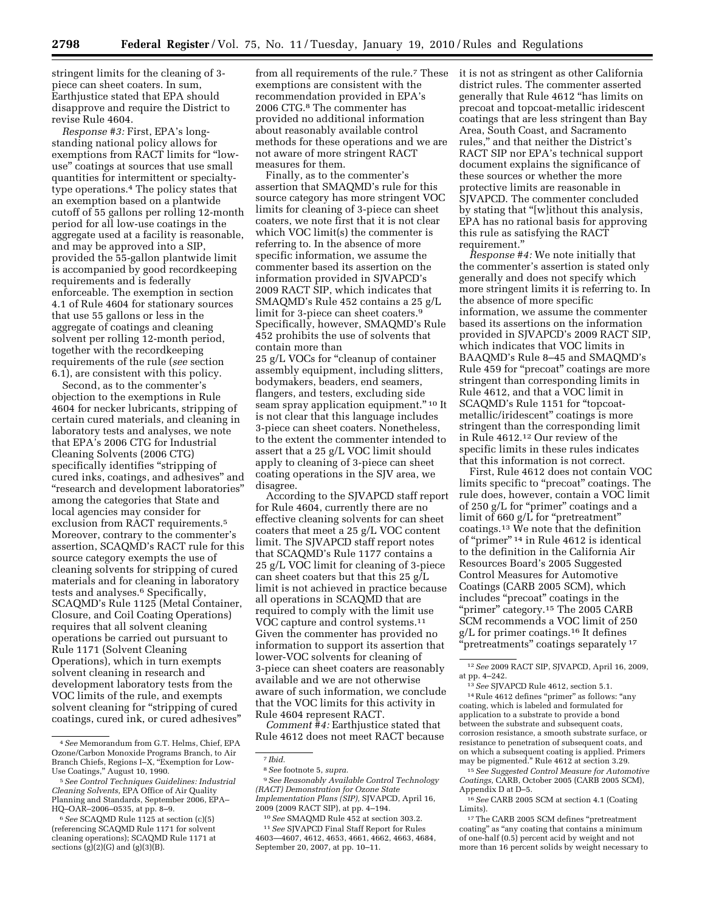stringent limits for the cleaning of 3-piece can sheet coaters. In sum, Earthjustice stated that EPA should disapprove and require the District to revise Rule 4604.

*Response #3:* First, EPA's long-standing national policy allows for exemptions from RACT limits for "low-use" coatings at sources that use small quantities for intermittent or specialty-type operations.[4] The policy states that an exemption based on a plantwide cutoff of 55 gallons per rolling 12-month period for all low-use coatings in the aggregate used at a facility is reasonable, and may be approved into a SIP, provided the 55-gallon plantwide limit is accompanied by good recordkeeping requirements and is federally enforceable. The exemption in section 4.1 of Rule 4604 for stationary sources that use 55 gallons or less in the aggregate of coatings and cleaning solvent per rolling 12-month period, together with the recordkeeping requirements of the rule (*see* section 6.1), are consistent with this policy.

Second, as to the commenter's objection to the exemptions in Rule 4604 for necker lubricants, stripping of certain cured materials, and cleaning in laboratory tests and analyses, we note that EPA's 2006 CTG for Industrial Cleaning Solvents (2006 CTG) specifically identifies "stripping of cured inks, coatings, and adhesives" and "research and development laboratories" among the categories that State and local agencies may consider for exclusion from RACT requirements.[5] Moreover, contrary to the commenter's assertion, SCAQMD's RACT rule for this source category exempts the use of cleaning solvents for stripping of cured materials and for cleaning in laboratory tests and analyses.[6] Specifically, SCAQMD's Rule 1125 (Metal Container, Closure, and Coil Coating Operations) requires that all solvent cleaning operations be carried out pursuant to Rule 1171 (Solvent Cleaning Operations), which in turn exempts solvent cleaning in research and development laboratory tests from the VOC limits of the rule, and exempts solvent cleaning for "stripping of cured coatings, cured ink, or cured adhesives" from all requirements of the rule.[7] These exemptions are consistent with the recommendation provided in EPA's 2006 CTG.[8] The commenter has provided no additional information about reasonably available control methods for these operations and we are not aware of more stringent RACT measures for them.

Finally, as to the commenter's assertion that SMAQMD's rule for this source category has more stringent VOC limits for cleaning of 3-piece can sheet coaters, we note first that it is not clear which VOC limit(s) the commenter is referring to. In the absence of more specific information, we assume the commenter based its assertion on the information provided in SJVAPCD's 2009 RACT SIP, which indicates that SMAQMD's Rule 452 contains a 25 g/L limit for 3-piece can sheet coaters.[9] Specifically, however, SMAQMD's Rule 452 prohibits the use of solvents that contain more than 25 g/L VOCs for "cleanup of container assembly equipment, including slitters, bodymakers, beaders, end seamers, flangers, and testers, excluding side seam spray application equipment."[10] It is not clear that this language includes 3-piece can sheet coaters. Nonetheless, to the extent the commenter intended to assert that a 25 g/L VOC limit should apply to cleaning of 3-piece can sheet coating operations in the SJV area, we disagree.

According to the SJVAPCD staff report for Rule 4604, currently there are no effective cleaning solvents for can sheet coaters that meet a 25 g/L VOC content limit. The SJVAPCD staff report notes that SCAQMD's Rule 1177 contains a 25 g/L VOC limit for cleaning of 3-piece can sheet coaters but that this 25 g/L limit is not achieved in practice because all operations in SCAQMD that are required to comply with the limit use VOC capture and control systems.[11] Given the commenter has provided no information to support its assertion that lower-VOC solvents for cleaning of 3-piece can sheet coaters are reasonably available and we are not otherwise aware of such information, we conclude that the VOC limits for this activity in Rule 4604 represent RACT.

*Comment #4:* Earthjustice stated that Rule 4612 does not meet RACT because it is not as stringent as other California district rules. The commenter asserted generally that Rule 4612 "has limits on precoat and topcoat-metallic iridescent coatings that are less stringent than Bay Area, South Coast, and Sacramento rules," and that neither the District's RACT SIP nor EPA's technical support document explains the significance of these sources or whether the more protective limits are reasonable in SJVAPCD. The commenter concluded by stating that "[w]ithout this analysis, EPA has no rational basis for approving this rule as satisfying the RACT requirement."

*Response #4:* We note initially that the commenter's assertion is stated only generally and does not specify which more stringent limits it is referring to. In the absence of more specific information, we assume the commenter based its assertions on the information provided in SJVAPCD's 2009 RACT SIP, which indicates that VOC limits in BAAQMD's Rule 8–45 and SMAQMD's Rule 459 for "precoat" coatings are more stringent than corresponding limits in Rule 4612, and that a VOC limit in SCAQMD's Rule 1151 for "topcoat-metallic/iridescent" coatings is more stringent than the corresponding limit in Rule 4612.[12] Our review of the specific limits in these rules indicates that this information is not correct.

First, Rule 4612 does not contain VOC limits specific to "precoat" coatings. The rule does, however, contain a VOC limit of 250 g/L for "primer" coatings and a limit of 660 g/L for "pretreatment" coatings.[13] We note that the definition of "primer"[14] in Rule 4612 is identical to the definition in the California Air Resources Board's 2005 Suggested Control Measures for Automotive Coatings (CARB 2005 SCM), which includes "precoat" coatings in the "primer" category.[15] The 2005 CARB SCM recommends a VOC limit of 250 g/L for primer coatings.[16] It defines "pretreatments" coatings separately[17]

---

[4] *See* Memorandum from G.T. Helms, Chief, EPA Ozone/Carbon Monoxide Programs Branch, to Air Branch Chiefs, Regions I–X, "Exemption for Low-Use Coatings," August 10, 1990.

[5] *See Control Techniques Guidelines: Industrial Cleaning Solvents,* EPA Office of Air Quality Planning and Standards, September 2006, EPA–HQ–OAR–2006–0535, at pp. 8–9.

[6] *See* SCAQMD Rule 1125 at section (c)(5) (referencing SCAQMD Rule 1171 for solvent cleaning operations); SCAQMD Rule 1171 at sections (g)(2)(G) and (g)(3)(B).

[7] *Ibid.*

[8] *See* footnote 5, *supra.*

[9] *See Reasonably Available Control Technology (RACT) Demonstration for Ozone State Implementation Plans (SIP),* SJVAPCD, April 16, 2009 (2009 RACT SIP), at pp. 4–194.

[10] *See* SMAQMD Rule 452 at section 303.2.

[11] *See* SJVAPCD Final Staff Report for Rules 4603—4607, 4612, 4653, 4661, 4662, 4663, 4684, September 20, 2007, at pp. 10–11.

[12] *See* 2009 RACT SIP, SJVAPCD, April 16, 2009, at pp. 4–242.

[13] *See* SJVAPCD Rule 4612, section 5.1.

[14] Rule 4612 defines "primer" as follows: "any coating, which is labeled and formulated for application to a substrate to provide a bond between the substrate and subsequent coats, corrosion resistance, a smooth substrate surface, or resistance to penetration of subsequent coats, and on which a subsequent coating is applied. Primers may be pigmented." Rule 4612 at section 3.29.

[15] *See Suggested Control Measure for Automotive Coatings,* CARB, October 2005 (CARB 2005 SCM), Appendix D at D–5.

[16] *See* CARB 2005 SCM at section 4.1 (Coating Limits).

[17] The CARB 2005 SCM defines "pretreatment coating" as "any coating that contains a minimum of one-half (0.5) percent acid by weight and not more than 16 percent solids by weight necessary to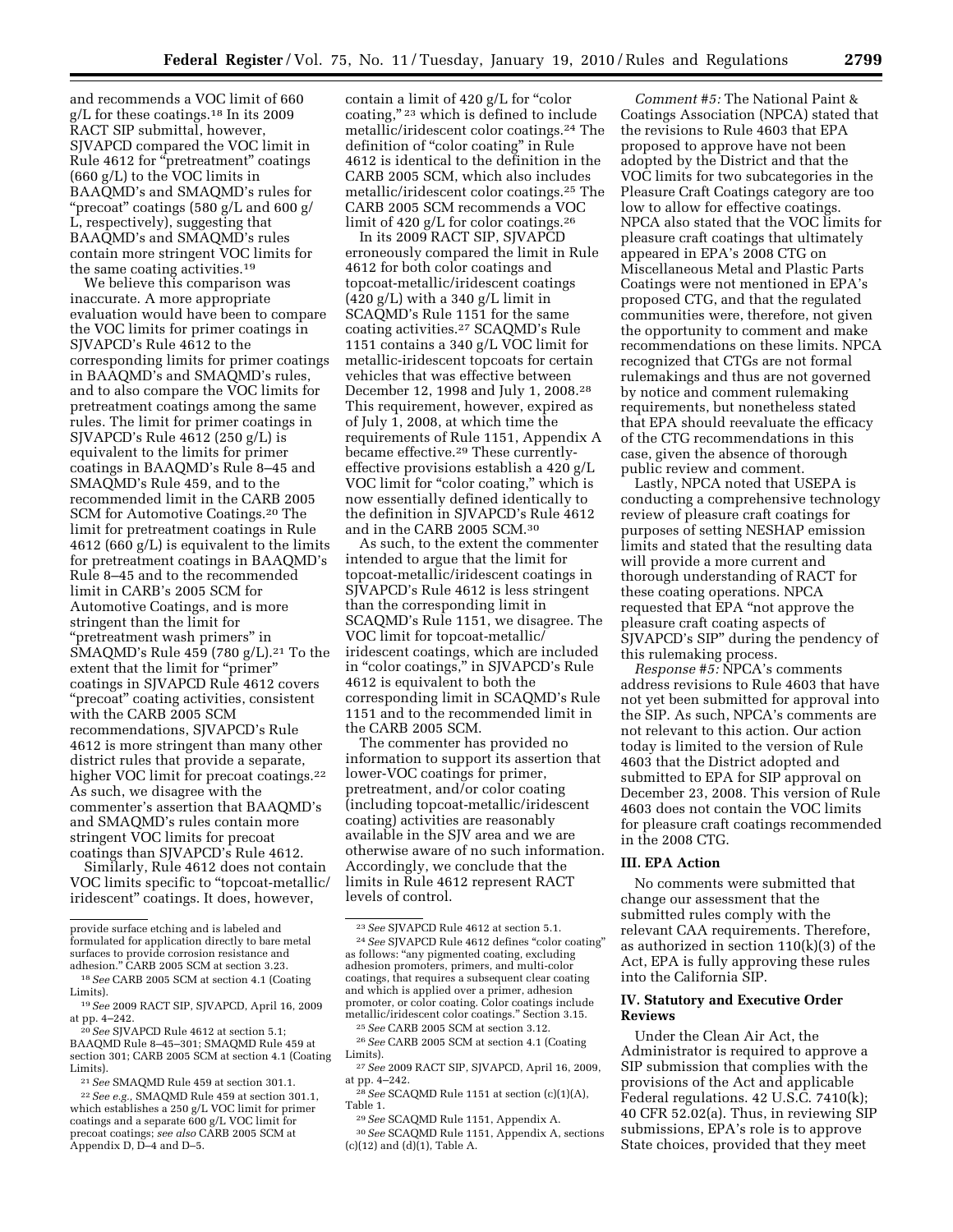and recommends a VOC limit of 660 g/L for these coatings.[18] In its 2009 RACT SIP submittal, however, SJVAPCD compared the VOC limit in Rule 4612 for "pretreatment" coatings (660 g/L) to the VOC limits in BAAQMD's and SMAQMD's rules for "precoat" coatings (580 g/L and 600 g/L, respectively), suggesting that BAAQMD's and SMAQMD's rules contain more stringent VOC limits for the same coating activities.[19]

We believe this comparison was inaccurate. A more appropriate evaluation would have been to compare the VOC limits for primer coatings in SJVAPCD's Rule 4612 to the corresponding limits for primer coatings in BAAQMD's and SMAQMD's rules, and to also compare the VOC limits for pretreatment coatings among the same rules. The limit for primer coatings in SJVAPCD's Rule 4612 (250 g/L) is equivalent to the limits for primer coatings in BAAQMD's Rule 8–45 and SMAQMD's Rule 459, and to the recommended limit in the CARB 2005 SCM for Automotive Coatings.[20] The limit for pretreatment coatings in Rule 4612 (660 g/L) is equivalent to the limits for pretreatment coatings in BAAQMD's Rule 8–45 and to the recommended limit in CARB's 2005 SCM for Automotive Coatings, and is more stringent than the limit for "pretreatment wash primers" in SMAQMD's Rule 459 (780 g/L).[21] To the extent that the limit for "primer" coatings in SJVAPCD Rule 4612 covers "precoat" coating activities, consistent with the CARB 2005 SCM recommendations, SJVAPCD's Rule 4612 is more stringent than many other district rules that provide a separate, higher VOC limit for precoat coatings.[22] As such, we disagree with the commenter's assertion that BAAQMD's and SMAQMD's rules contain more stringent VOC limits for precoat coatings than SJVAPCD's Rule 4612.

Similarly, Rule 4612 does not contain VOC limits specific to "topcoat-metallic/iridescent" coatings. It does, however, contain a limit of 420 g/L for "color coating,"[23] which is defined to include metallic/iridescent color coatings.[24] The definition of "color coating" in Rule 4612 is identical to the definition in the CARB 2005 SCM, which also includes metallic/iridescent color coatings.[25] The CARB 2005 SCM recommends a VOC limit of 420 g/L for color coatings.[26]

In its 2009 RACT SIP, SJVAPCD erroneously compared the limit in Rule 4612 for both color coatings and topcoat-metallic/iridescent coatings (420 g/L) with a 340 g/L limit in SCAQMD's Rule 1151 for the same coating activities.[27] SCAQMD's Rule 1151 contains a 340 g/L VOC limit for metallic-iridescent topcoats for certain vehicles that was effective between December 12, 1998 and July 1, 2008.[28] This requirement, however, expired as of July 1, 2008, at which time the requirements of Rule 1151, Appendix A became effective.[29] These currently-effective provisions establish a 420 g/L VOC limit for "color coating," which is now essentially defined identically to the definition in SJVAPCD's Rule 4612 and in the CARB 2005 SCM.[30]

As such, to the extent the commenter intended to argue that the limit for topcoat-metallic/iridescent coatings in SJVAPCD's Rule 4612 is less stringent than the corresponding limit in SCAQMD's Rule 1151, we disagree. The VOC limit for topcoat-metallic/iridescent coatings, which are included in "color coatings," in SJVAPCD's Rule 4612 is equivalent to both the corresponding limit in SCAQMD's Rule 1151 and to the recommended limit in the CARB 2005 SCM.

The commenter has provided no information to support its assertion that lower-VOC coatings for primer, pretreatment, and/or color coating (including topcoat-metallic/iridescent coating) activities are reasonably available in the SJV area and we are otherwise aware of no such information. Accordingly, we conclude that the limits in Rule 4612 represent RACT levels of control.

*Comment #5:* The National Paint & Coatings Association (NPCA) stated that the revisions to Rule 4603 that EPA proposed to approve have not been adopted by the District and that the VOC limits for two subcategories in the Pleasure Craft Coatings category are too low to allow for effective coatings. NPCA also stated that the VOC limits for pleasure craft coatings that ultimately appeared in EPA's 2008 CTG on Miscellaneous Metal and Plastic Parts Coatings were not mentioned in EPA's proposed CTG, and that the regulated communities were, therefore, not given the opportunity to comment and make recommendations on these limits. NPCA recognized that CTGs are not formal rulemakings and thus are not governed by notice and comment rulemaking requirements, but nonetheless stated that EPA should reevaluate the efficacy of the CTG recommendations in this case, given the absence of thorough public review and comment.

Lastly, NPCA noted that USEPA is conducting a comprehensive technology review of pleasure craft coatings for purposes of setting NESHAP emission limits and stated that the resulting data will provide a more current and thorough understanding of RACT for these coating operations. NPCA requested that EPA "not approve the pleasure craft coating aspects of SJVAPCD's SIP" during the pendency of this rulemaking process.

*Response #5:* NPCA's comments address revisions to Rule 4603 that have not yet been submitted for approval into the SIP. As such, NPCA's comments are not relevant to this action. Our action today is limited to the version of Rule 4603 that the District adopted and submitted to EPA for SIP approval on December 23, 2008. This version of Rule 4603 does not contain the VOC limits for pleasure craft coatings recommended in the 2008 CTG.

## III. EPA Action

No comments were submitted that change our assessment that the submitted rules comply with the relevant CAA requirements. Therefore, as authorized in section 110(k)(3) of the Act, EPA is fully approving these rules into the California SIP.

## IV. Statutory and Executive Order Reviews

Under the Clean Air Act, the Administrator is required to approve a SIP submission that complies with the provisions of the Act and applicable Federal regulations. 42 U.S.C. 7410(k); 40 CFR 52.02(a). Thus, in reviewing SIP submissions, EPA's role is to approve State choices, provided that they meet

---

provide surface etching and is labeled and formulated for application directly to bare metal surfaces to provide corrosion resistance and adhesion." CARB 2005 SCM at section 3.23.

[18] *See* CARB 2005 SCM at section 4.1 (Coating Limits).

[19] *See* 2009 RACT SIP, SJVAPCD, April 16, 2009 at pp. 4–242.

[20] *See* SJVAPCD Rule 4612 at section 5.1; BAAQMD Rule 8–45–301; SMAQMD Rule 459 at section 301; CARB 2005 SCM at section 4.1 (Coating Limits).

[21] *See* SMAQMD Rule 459 at section 301.1.

[22] *See e.g.,* SMAQMD Rule 459 at section 301.1, which establishes a 250 g/L VOC limit for primer coatings and a separate 600 g/L VOC limit for precoat coatings; *see also* CARB 2005 SCM at Appendix D, D–4 and D–5.

[23] *See* SJVAPCD Rule 4612 at section 5.1.

[24] *See* SJVAPCD Rule 4612 defines "color coating" as follows: "any pigmented coating, excluding adhesion promoters, primers, and multi-color coatings, that requires a subsequent clear coating and which is applied over a primer, adhesion promoter, or color coating. Color coatings include metallic/iridescent color coatings." Section 3.15.

[25] *See* CARB 2005 SCM at section 3.12.

[26] *See* CARB 2005 SCM at section 4.1 (Coating Limits).

[27] *See* 2009 RACT SIP, SJVAPCD, April 16, 2009, at pp. 4–242.

[28] *See* SCAQMD Rule 1151 at section (c)(1)(A), Table 1.

[29] *See* SCAQMD Rule 1151, Appendix A.

[30] *See* SCAQMD Rule 1151, Appendix A, sections (c)(12) and (d)(1), Table A.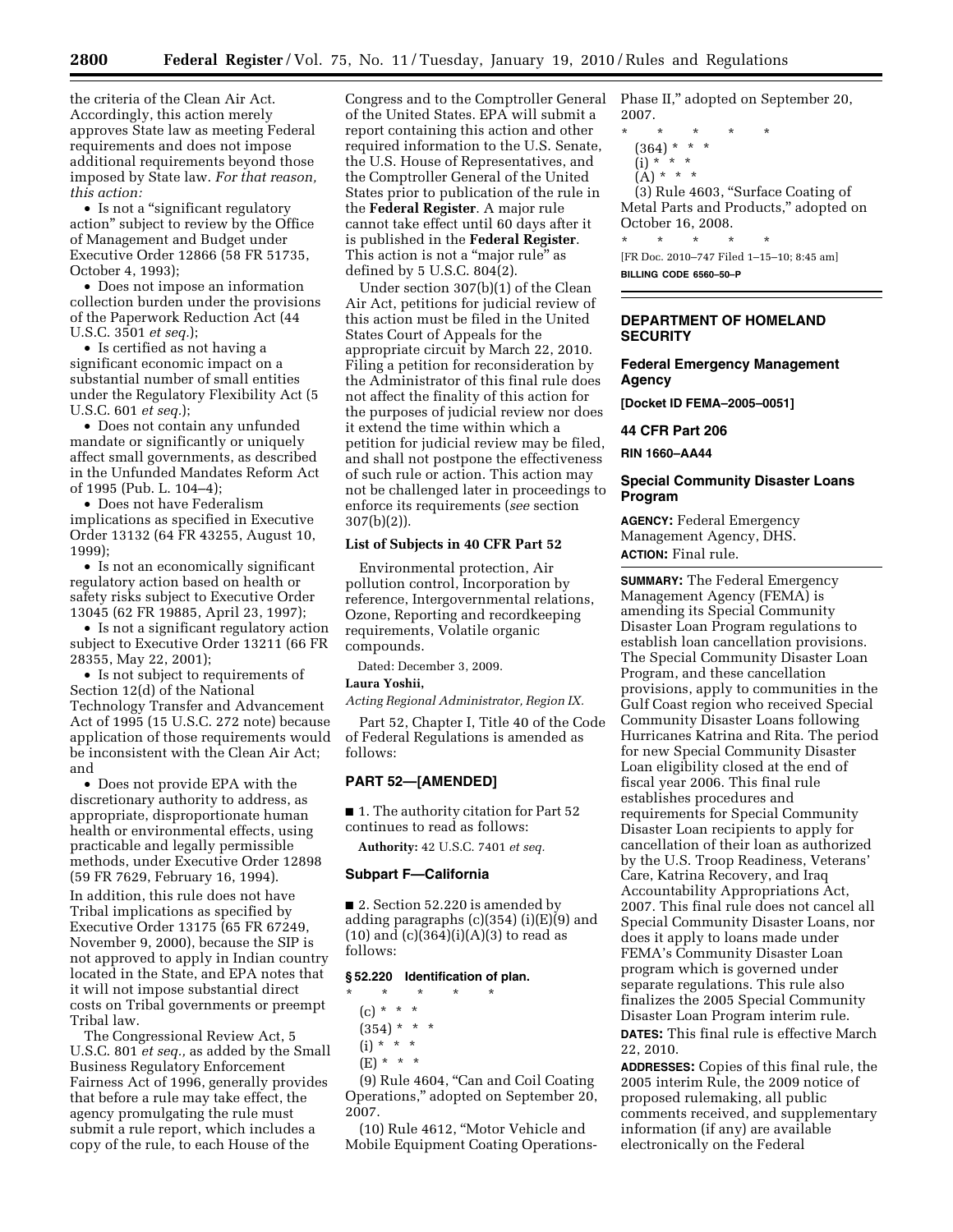the criteria of the Clean Air Act. Accordingly, this action merely approves State law as meeting Federal requirements and does not impose additional requirements beyond those imposed by State law. *For that reason, this action:*

- Is not a "significant regulatory action" subject to review by the Office of Management and Budget under Executive Order 12866 (58 FR 51735, October 4, 1993);
- Does not impose an information collection burden under the provisions of the Paperwork Reduction Act (44 U.S.C. 3501 *et seq.*);
- Is certified as not having a significant economic impact on a substantial number of small entities under the Regulatory Flexibility Act (5 U.S.C. 601 *et seq.*);
- Does not contain any unfunded mandate or significantly or uniquely affect small governments, as described in the Unfunded Mandates Reform Act of 1995 (Pub. L. 104–4);
- Does not have Federalism implications as specified in Executive Order 13132 (64 FR 43255, August 10, 1999);
- Is not an economically significant regulatory action based on health or safety risks subject to Executive Order 13045 (62 FR 19885, April 23, 1997);
- Is not a significant regulatory action subject to Executive Order 13211 (66 FR 28355, May 22, 2001);
- Is not subject to requirements of Section 12(d) of the National Technology Transfer and Advancement Act of 1995 (15 U.S.C. 272 note) because application of those requirements would be inconsistent with the Clean Air Act; and
- Does not provide EPA with the discretionary authority to address, as appropriate, disproportionate human health or environmental effects, using practicable and legally permissible methods, under Executive Order 12898 (59 FR 7629, February 16, 1994).

In addition, this rule does not have Tribal implications as specified by Executive Order 13175 (65 FR 67249, November 9, 2000), because the SIP is not approved to apply in Indian country located in the State, and EPA notes that it will not impose substantial direct costs on Tribal governments or preempt Tribal law.

The Congressional Review Act, 5 U.S.C. 801 *et seq.,* as added by the Small Business Regulatory Enforcement Fairness Act of 1996, generally provides that before a rule may take effect, the agency promulgating the rule must submit a rule report, which includes a copy of the rule, to each House of the Congress and to the Comptroller General of the United States. EPA will submit a report containing this action and other required information to the U.S. Senate, the U.S. House of Representatives, and the Comptroller General of the United States prior to publication of the rule in the **Federal Register**. A major rule cannot take effect until 60 days after it is published in the **Federal Register**. This action is not a "major rule" as defined by 5 U.S.C. 804(2).

Under section 307(b)(1) of the Clean Air Act, petitions for judicial review of this action must be filed in the United States Court of Appeals for the appropriate circuit by March 22, 2010. Filing a petition for reconsideration by the Administrator of this final rule does not affect the finality of this action for the purposes of judicial review nor does it extend the time within which a petition for judicial review may be filed, and shall not postpone the effectiveness of such rule or action. This action may not be challenged later in proceedings to enforce its requirements (*see* section 307(b)(2)).

**List of Subjects in 40 CFR Part 52**

Environmental protection, Air pollution control, Incorporation by reference, Intergovernmental relations, Ozone, Reporting and recordkeeping requirements, Volatile organic compounds.

Dated: December 3, 2009.

**Laura Yoshii,**

*Acting Regional Administrator, Region IX.*

Part 52, Chapter I, Title 40 of the Code of Federal Regulations is amended as follows:

## PART 52—[AMENDED]

■ 1. The authority citation for Part 52 continues to read as follows:

**Authority:** 42 U.S.C. 7401 *et seq.*

### Subpart F—California

■ 2. Section 52.220 is amended by adding paragraphs (c)(354) (i)(E)(9) and (10) and (c)(364)(i)(A)(3) to read as follows:

**§ 52.220 Identification of plan.**

\* \* \* \* \*

(c) \* \* \*

(354) \* \* \*

(i) \* \* \*

(E) \* \* \*

(9) Rule 4604, "Can and Coil Coating Operations," adopted on September 20, 2007.

(10) Rule 4612, "Motor Vehicle and Mobile Equipment Coating Operations-Phase II," adopted on September 20, 2007.

\* \* \* \* \*

(364) \* \* \*

(i) \* \* \*

(A) \* \* \*

(3) Rule 4603, "Surface Coating of Metal Parts and Products," adopted on October 16, 2008.

\* \* \* \* \*

[FR Doc. 2010–747 Filed 1–15–10; 8:45 am]

**BILLING CODE 6560–50–P**

## DEPARTMENT OF HOMELAND SECURITY

### Federal Emergency Management Agency

**[Docket ID FEMA–2005–0051]**

### 44 CFR Part 206

**RIN 1660–AA44**

### Special Community Disaster Loans Program

**AGENCY:** Federal Emergency Management Agency, DHS.

**ACTION:** Final rule.

**SUMMARY:** The Federal Emergency Management Agency (FEMA) is amending its Special Community Disaster Loan Program regulations to establish loan cancellation provisions. The Special Community Disaster Loan Program, and these cancellation provisions, apply to communities in the Gulf Coast region who received Special Community Disaster Loans following Hurricanes Katrina and Rita. The period for new Special Community Disaster Loan eligibility closed at the end of fiscal year 2006. This final rule establishes procedures and requirements for Special Community Disaster Loan recipients to apply for cancellation of their loan as authorized by the U.S. Troop Readiness, Veterans' Care, Katrina Recovery, and Iraq Accountability Appropriations Act, 2007. This final rule does not cancel all Special Community Disaster Loans, nor does it apply to loans made under FEMA's Community Disaster Loan program which is governed under separate regulations. This rule also finalizes the 2005 Special Community Disaster Loan Program interim rule.

**DATES:** This final rule is effective March 22, 2010.

**ADDRESSES:** Copies of this final rule, the 2005 interim Rule, the 2009 notice of proposed rulemaking, all public comments received, and supplementary information (if any) are available electronically on the Federal